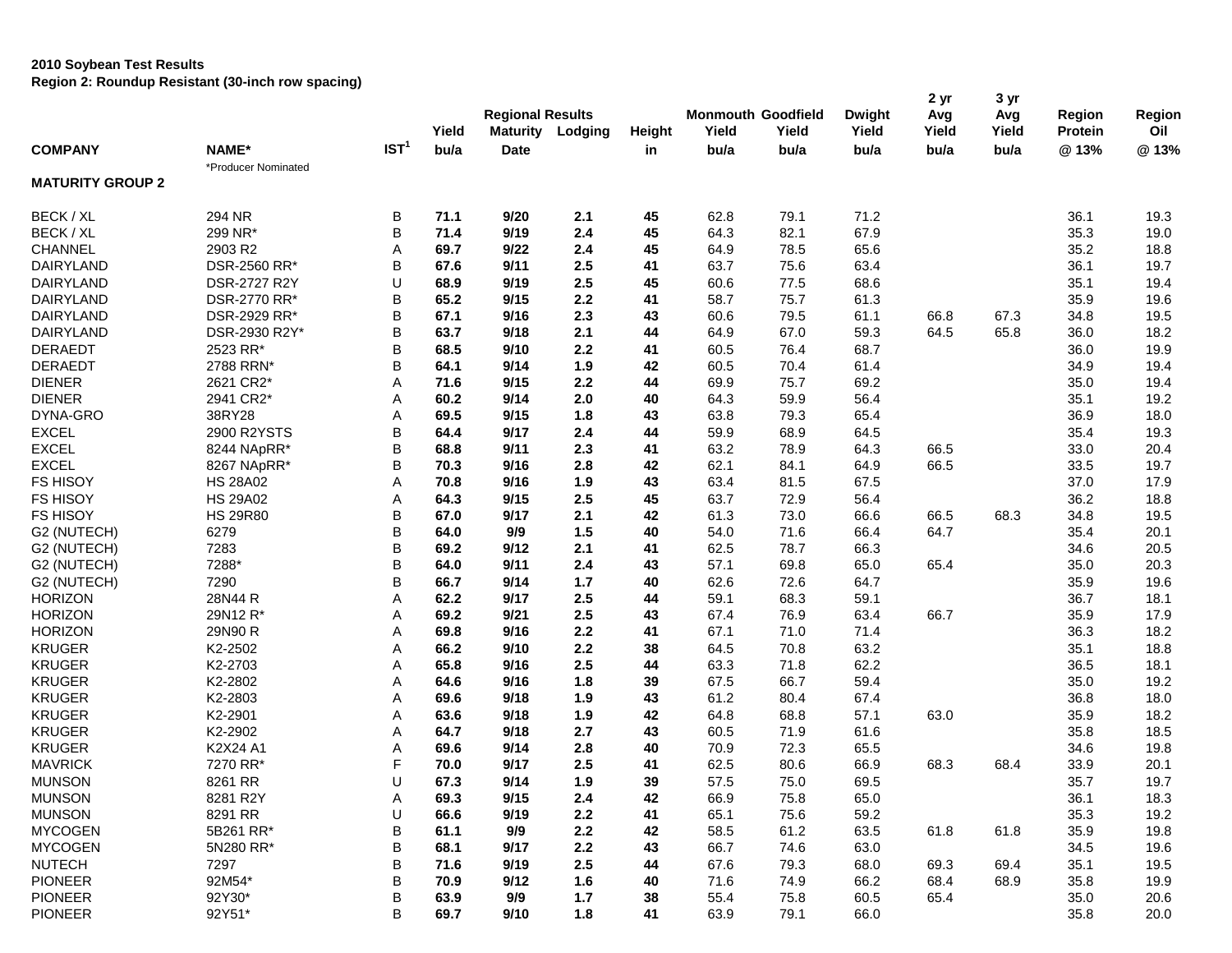**2010 Soybean Test Results**
**Region 2: Roundup Resistant (30-inch row spacing)**

| COMPANY | NAME* | IST[1] | Yield bu/a | Regional Results Maturity Date | Lodging | Height in | Monmouth Yield bu/a | Goodfield Yield bu/a | Dwight Yield bu/a | 2 yr Avg Yield bu/a | 3 yr Avg Yield bu/a | Region Protein @ 13% | Region Oil @ 13% |
|---|---|---|---|---|---|---|---|---|---|---|---|---|---|
| | *Producer Nominated | | | | | | | | | | | | |
| **MATURITY GROUP 2** | | | | | | | | | | | | | |
| BECK / XL | 294 NR | B | **71.1** | **9/20** | **2.1** | **45** | 62.8 | 79.1 | 71.2 | | | 36.1 | 19.3 |
| BECK / XL | 299 NR* | B | **71.4** | **9/19** | **2.4** | **45** | 64.3 | 82.1 | 67.9 | | | 35.3 | 19.0 |
| CHANNEL | 2903 R2 | A | **69.7** | **9/22** | **2.4** | **45** | 64.9 | 78.5 | 65.6 | | | 35.2 | 18.8 |
| DAIRYLAND | DSR-2560 RR* | B | **67.6** | **9/11** | **2.5** | **41** | 63.7 | 75.6 | 63.4 | | | 36.1 | 19.7 |
| DAIRYLAND | DSR-2727 R2Y | U | **68.9** | **9/19** | **2.5** | **45** | 60.6 | 77.5 | 68.6 | | | 35.1 | 19.4 |
| DAIRYLAND | DSR-2770 RR* | B | **65.2** | **9/15** | **2.2** | **41** | 58.7 | 75.7 | 61.3 | | | 35.9 | 19.6 |
| DAIRYLAND | DSR-2929 RR* | B | **67.1** | **9/16** | **2.3** | **43** | 60.6 | 79.5 | 61.1 | 66.8 | 67.3 | 34.8 | 19.5 |
| DAIRYLAND | DSR-2930 R2Y* | B | **63.7** | **9/18** | **2.1** | **44** | 64.9 | 67.0 | 59.3 | 64.5 | 65.8 | 36.0 | 18.2 |
| DERAEDT | 2523 RR* | B | **68.5** | **9/10** | **2.2** | **41** | 60.5 | 76.4 | 68.7 | | | 36.0 | 19.9 |
| DERAEDT | 2788 RRN* | B | **64.1** | **9/14** | **1.9** | **42** | 60.5 | 70.4 | 61.4 | | | 34.9 | 19.4 |
| DIENER | 2621 CR2* | A | **71.6** | **9/15** | **2.2** | **44** | 69.9 | 75.7 | 69.2 | | | 35.0 | 19.4 |
| DIENER | 2941 CR2* | A | **60.2** | **9/14** | **2.0** | **40** | 64.3 | 59.9 | 56.4 | | | 35.1 | 19.2 |
| DYNA-GRO | 38RY28 | A | **69.5** | **9/15** | **1.8** | **43** | 63.8 | 79.3 | 65.4 | | | 36.9 | 18.0 |
| EXCEL | 2900 R2YSTS | B | **64.4** | **9/17** | **2.4** | **44** | 59.9 | 68.9 | 64.5 | | | 35.4 | 19.3 |
| EXCEL | 8244 NApRR* | B | **68.8** | **9/11** | **2.3** | **41** | 63.2 | 78.9 | 64.3 | 66.5 | | 33.0 | 20.4 |
| EXCEL | 8267 NApRR* | B | **70.3** | **9/16** | **2.8** | **42** | 62.1 | 84.1 | 64.9 | 66.5 | | 33.5 | 19.7 |
| FS HISOY | HS 28A02 | A | **70.8** | **9/16** | **1.9** | **43** | 63.4 | 81.5 | 67.5 | | | 37.0 | 17.9 |
| FS HISOY | HS 29A02 | A | **64.3** | **9/15** | **2.5** | **45** | 63.7 | 72.9 | 56.4 | | | 36.2 | 18.8 |
| FS HISOY | HS 29R80 | B | **67.0** | **9/17** | **2.1** | **42** | 61.3 | 73.0 | 66.6 | 66.5 | 68.3 | 34.8 | 19.5 |
| G2 (NUTECH) | 6279 | B | **64.0** | **9/9** | **1.5** | **40** | 54.0 | 71.6 | 66.4 | 64.7 | | 35.4 | 20.1 |
| G2 (NUTECH) | 7283 | B | **69.2** | **9/12** | **2.1** | **41** | 62.5 | 78.7 | 66.3 | | | 34.6 | 20.5 |
| G2 (NUTECH) | 7288* | B | **64.0** | **9/11** | **2.4** | **43** | 57.1 | 69.8 | 65.0 | 65.4 | | 35.0 | 20.3 |
| G2 (NUTECH) | 7290 | B | **66.7** | **9/14** | **1.7** | **40** | 62.6 | 72.6 | 64.7 | | | 35.9 | 19.6 |
| HORIZON | 28N44 R | A | **62.2** | **9/17** | **2.5** | **44** | 59.1 | 68.3 | 59.1 | | | 36.7 | 18.1 |
| HORIZON | 29N12 R* | A | **69.2** | **9/21** | **2.5** | **43** | 67.4 | 76.9 | 63.4 | 66.7 | | 35.9 | 17.9 |
| HORIZON | 29N90 R | A | **69.8** | **9/16** | **2.2** | **41** | 67.1 | 71.0 | 71.4 | | | 36.3 | 18.2 |
| KRUGER | K2-2502 | A | **66.2** | **9/10** | **2.2** | **38** | 64.5 | 70.8 | 63.2 | | | 35.1 | 18.8 |
| KRUGER | K2-2703 | A | **65.8** | **9/16** | **2.5** | **44** | 63.3 | 71.8 | 62.2 | | | 36.5 | 18.1 |
| KRUGER | K2-2802 | A | **64.6** | **9/16** | **1.8** | **39** | 67.5 | 66.7 | 59.4 | | | 35.0 | 19.2 |
| KRUGER | K2-2803 | A | **69.6** | **9/18** | **1.9** | **43** | 61.2 | 80.4 | 67.4 | | | 36.8 | 18.0 |
| KRUGER | K2-2901 | A | **63.6** | **9/18** | **1.9** | **42** | 64.8 | 68.8 | 57.1 | 63.0 | | 35.9 | 18.2 |
| KRUGER | K2-2902 | A | **64.7** | **9/18** | **2.7** | **43** | 60.5 | 71.9 | 61.6 | | | 35.8 | 18.5 |
| KRUGER | K2X24 A1 | A | **69.6** | **9/14** | **2.8** | **40** | 70.9 | 72.3 | 65.5 | | | 34.6 | 19.8 |
| MAVRICK | 7270 RR* | F | **70.0** | **9/17** | **2.5** | **41** | 62.5 | 80.6 | 66.9 | 68.3 | 68.4 | 33.9 | 20.1 |
| MUNSON | 8261 RR | U | **67.3** | **9/14** | **1.9** | **39** | 57.5 | 75.0 | 69.5 | | | 35.7 | 19.7 |
| MUNSON | 8281 R2Y | A | **69.3** | **9/15** | **2.4** | **42** | 66.9 | 75.8 | 65.0 | | | 36.1 | 18.3 |
| MUNSON | 8291 RR | U | **66.6** | **9/19** | **2.2** | **41** | 65.1 | 75.6 | 59.2 | | | 35.3 | 19.2 |
| MYCOGEN | 5B261 RR* | B | **61.1** | **9/9** | **2.2** | **42** | 58.5 | 61.2 | 63.5 | 61.8 | 61.8 | 35.9 | 19.8 |
| MYCOGEN | 5N280 RR* | B | **68.1** | **9/17** | **2.2** | **43** | 66.7 | 74.6 | 63.0 | | | 34.5 | 19.6 |
| NUTECH | 7297 | B | **71.6** | **9/19** | **2.5** | **44** | 67.6 | 79.3 | 68.0 | 69.3 | 69.4 | 35.1 | 19.5 |
| PIONEER | 92M54* | B | **70.9** | **9/12** | **1.6** | **40** | 71.6 | 74.9 | 66.2 | 68.4 | 68.9 | 35.8 | 19.9 |
| PIONEER | 92Y30* | B | **63.9** | **9/9** | **1.7** | **38** | 55.4 | 75.8 | 60.5 | 65.4 | | 35.0 | 20.6 |
| PIONEER | 92Y51* | B | **69.7** | **9/10** | **1.8** | **41** | 63.9 | 79.1 | 66.0 | | | 35.8 | 20.0 |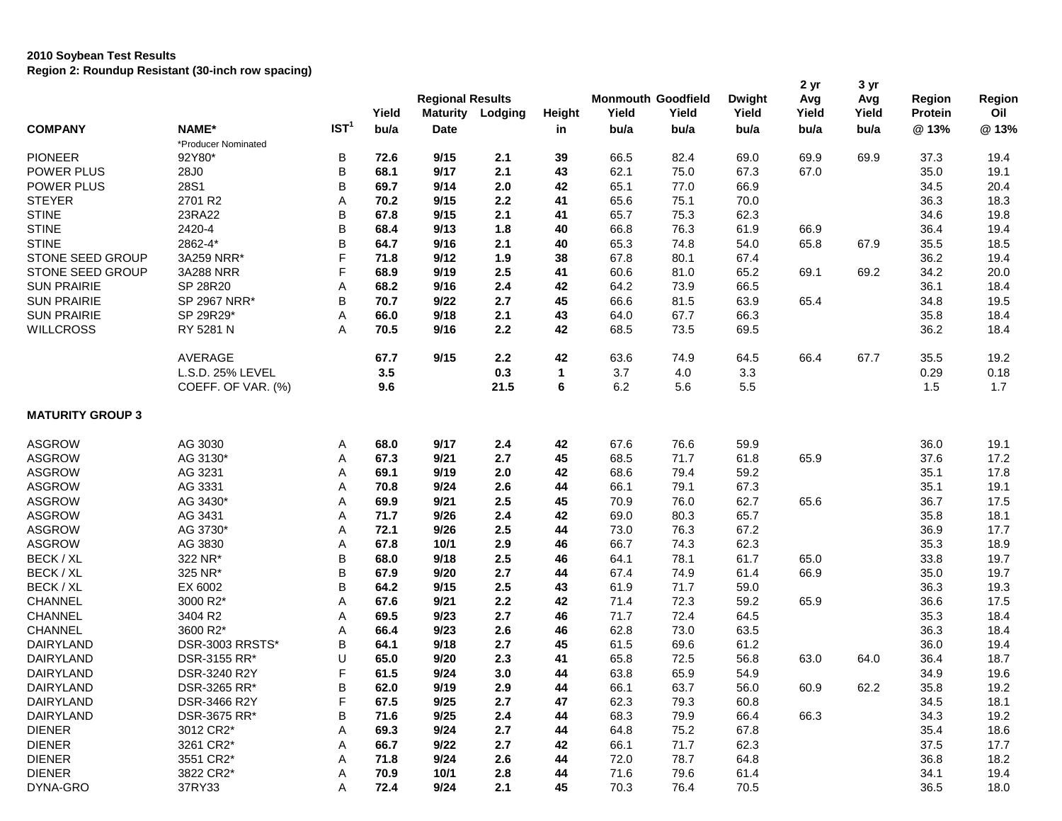**2010 Soybean Test Results**
**Region 2: Roundup Resistant (30-inch row spacing)**

| COMPANY | NAME* | IST[1] | Yield bu/a | Regional Results Maturity Date | Lodging | Height in | Monmouth Yield bu/a | Goodfield Yield bu/a | Dwight Yield bu/a | 2 yr Avg Yield bu/a | 3 yr Avg Yield bu/a | Region Protein @ 13% | Region Oil @ 13% |
|---|---|---|---|---|---|---|---|---|---|---|---|---|---|
| | *Producer Nominated | | | | | | | | | | | | |
| PIONEER | 92Y80* | B | **72.6** | **9/15** | **2.1** | **39** | 66.5 | 82.4 | 69.0 | 69.9 | 69.9 | 37.3 | 19.4 |
| POWER PLUS | 28J0 | B | **68.1** | **9/17** | **2.1** | **43** | 62.1 | 75.0 | 67.3 | 67.0 | | 35.0 | 19.1 |
| POWER PLUS | 28S1 | B | **69.7** | **9/14** | **2.0** | **42** | 65.1 | 77.0 | 66.9 | | | 34.5 | 20.4 |
| STEYER | 2701 R2 | A | **70.2** | **9/15** | **2.2** | **41** | 65.6 | 75.1 | 70.0 | | | 36.3 | 18.3 |
| STINE | 23RA22 | B | **67.8** | **9/15** | **2.1** | **41** | 65.7 | 75.3 | 62.3 | | | 34.6 | 19.8 |
| STINE | 2420-4 | B | **68.4** | **9/13** | **1.8** | **40** | 66.8 | 76.3 | 61.9 | 66.9 | | 36.4 | 19.4 |
| STINE | 2862-4* | B | **64.7** | **9/16** | **2.1** | **40** | 65.3 | 74.8 | 54.0 | 65.8 | 67.9 | 35.5 | 18.5 |
| STONE SEED GROUP | 3A259 NRR* | F | **71.8** | **9/12** | **1.9** | **38** | 67.8 | 80.1 | 67.4 | | | 36.2 | 19.4 |
| STONE SEED GROUP | 3A288 NRR | F | **68.9** | **9/19** | **2.5** | **41** | 60.6 | 81.0 | 65.2 | 69.1 | 69.2 | 34.2 | 20.0 |
| SUN PRAIRIE | SP 28R20 | A | **68.2** | **9/16** | **2.4** | **42** | 64.2 | 73.9 | 66.5 | | | 36.1 | 18.4 |
| SUN PRAIRIE | SP 2967 NRR* | B | **70.7** | **9/22** | **2.7** | **45** | 66.6 | 81.5 | 63.9 | 65.4 | | 34.8 | 19.5 |
| SUN PRAIRIE | SP 29R29* | A | **66.0** | **9/18** | **2.1** | **43** | 64.0 | 67.7 | 66.3 | | | 35.8 | 18.4 |
| WILLCROSS | RY 5281 N | A | **70.5** | **9/16** | **2.2** | **42** | 68.5 | 73.5 | 69.5 | | | 36.2 | 18.4 |
| | AVERAGE | | **67.7** | **9/15** | **2.2** | **42** | 63.6 | 74.9 | 64.5 | 66.4 | 67.7 | 35.5 | 19.2 |
| | L.S.D. 25% LEVEL | | **3.5** | | **0.3** | **1** | 3.7 | 4.0 | 3.3 | | | 0.29 | 0.18 |
| | COEFF. OF VAR. (%) | | **9.6** | | **21.5** | **6** | 6.2 | 5.6 | 5.5 | | | 1.5 | 1.7 |
| **MATURITY GROUP 3** | | | | | | | | | | | | | |
| ASGROW | AG 3030 | A | **68.0** | **9/17** | **2.4** | **42** | 67.6 | 76.6 | 59.9 | | | 36.0 | 19.1 |
| ASGROW | AG 3130* | A | **67.3** | **9/21** | **2.7** | **45** | 68.5 | 71.7 | 61.8 | 65.9 | | 37.6 | 17.2 |
| ASGROW | AG 3231 | A | **69.1** | **9/19** | **2.0** | **42** | 68.6 | 79.4 | 59.2 | | | 35.1 | 17.8 |
| ASGROW | AG 3331 | A | **70.8** | **9/24** | **2.6** | **44** | 66.1 | 79.1 | 67.3 | | | 35.1 | 19.1 |
| ASGROW | AG 3430* | A | **69.9** | **9/21** | **2.5** | **45** | 70.9 | 76.0 | 62.7 | 65.6 | | 36.7 | 17.5 |
| ASGROW | AG 3431 | A | **71.7** | **9/26** | **2.4** | **42** | 69.0 | 80.3 | 65.7 | | | 35.8 | 18.1 |
| ASGROW | AG 3730* | A | **72.1** | **9/26** | **2.5** | **44** | 73.0 | 76.3 | 67.2 | | | 36.9 | 17.7 |
| ASGROW | AG 3830 | A | **67.8** | **10/1** | **2.9** | **46** | 66.7 | 74.3 | 62.3 | | | 35.3 | 18.9 |
| BECK / XL | 322 NR* | B | **68.0** | **9/18** | **2.5** | **46** | 64.1 | 78.1 | 61.7 | 65.0 | | 33.8 | 19.7 |
| BECK / XL | 325 NR* | B | **67.9** | **9/20** | **2.7** | **44** | 67.4 | 74.9 | 61.4 | 66.9 | | 35.0 | 19.7 |
| BECK / XL | EX 6002 | B | **64.2** | **9/15** | **2.5** | **43** | 61.9 | 71.7 | 59.0 | | | 36.3 | 19.3 |
| CHANNEL | 3000 R2* | A | **67.6** | **9/21** | **2.2** | **42** | 71.4 | 72.3 | 59.2 | 65.9 | | 36.6 | 17.5 |
| CHANNEL | 3404 R2 | A | **69.5** | **9/23** | **2.7** | **46** | 71.7 | 72.4 | 64.5 | | | 35.3 | 18.4 |
| CHANNEL | 3600 R2* | A | **66.4** | **9/23** | **2.6** | **46** | 62.8 | 73.0 | 63.5 | | | 36.3 | 18.4 |
| DAIRYLAND | DSR-3003 RRSTS* | B | **64.1** | **9/18** | **2.7** | **45** | 61.5 | 69.6 | 61.2 | | | 36.0 | 19.4 |
| DAIRYLAND | DSR-3155 RR* | U | **65.0** | **9/20** | **2.3** | **41** | 65.8 | 72.5 | 56.8 | 63.0 | 64.0 | 36.4 | 18.7 |
| DAIRYLAND | DSR-3240 R2Y | F | **61.5** | **9/24** | **3.0** | **44** | 63.8 | 65.9 | 54.9 | | | 34.9 | 19.6 |
| DAIRYLAND | DSR-3265 RR* | B | **62.0** | **9/19** | **2.9** | **44** | 66.1 | 63.7 | 56.0 | 60.9 | 62.2 | 35.8 | 19.2 |
| DAIRYLAND | DSR-3466 R2Y | F | **67.5** | **9/25** | **2.7** | **47** | 62.3 | 79.3 | 60.8 | | | 34.5 | 18.1 |
| DAIRYLAND | DSR-3675 RR* | B | **71.6** | **9/25** | **2.4** | **44** | 68.3 | 79.9 | 66.4 | 66.3 | | 34.3 | 19.2 |
| DIENER | 3012 CR2* | A | **69.3** | **9/24** | **2.7** | **44** | 64.8 | 75.2 | 67.8 | | | 35.4 | 18.6 |
| DIENER | 3261 CR2* | A | **66.7** | **9/22** | **2.7** | **42** | 66.1 | 71.7 | 62.3 | | | 37.5 | 17.7 |
| DIENER | 3551 CR2* | A | **71.8** | **9/24** | **2.6** | **44** | 72.0 | 78.7 | 64.8 | | | 36.8 | 18.2 |
| DIENER | 3822 CR2* | A | **70.9** | **10/1** | **2.8** | **44** | 71.6 | 79.6 | 61.4 | | | 34.1 | 19.4 |
| DYNA-GRO | 37RY33 | A | **72.4** | **9/24** | **2.1** | **45** | 70.3 | 76.4 | 70.5 | | | 36.5 | 18.0 |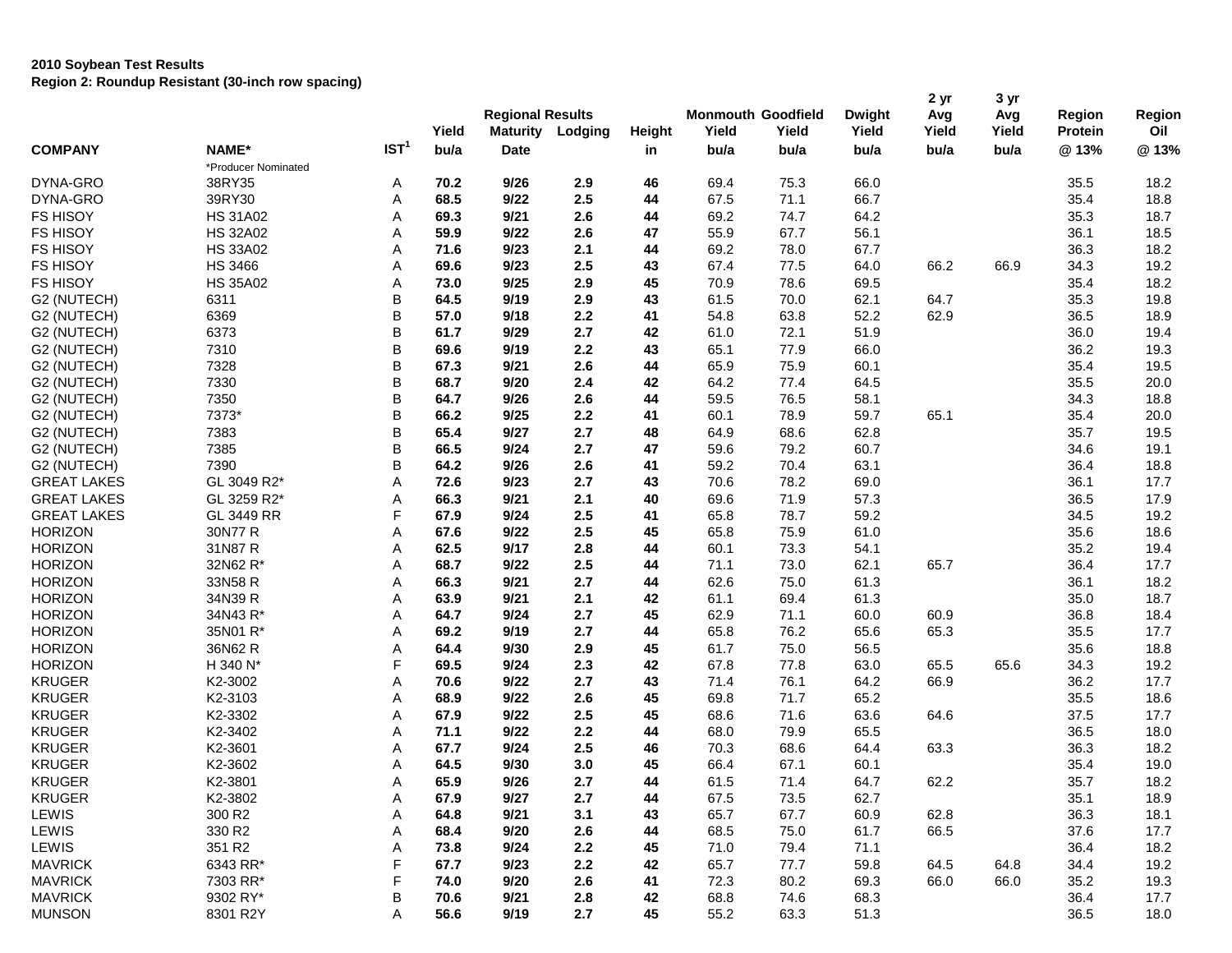**2010 Soybean Test Results**
**Region 2: Roundup Resistant (30-inch row spacing)**

| COMPANY | NAME* | IST[1] | Yield bu/a | Regional Results Maturity Date | Lodging | Height in | Monmouth Yield bu/a | Goodfield Yield bu/a | Dwight Yield bu/a | 2 yr Avg Yield bu/a | 3 yr Avg Yield bu/a | Region Protein @ 13% | Region Oil @ 13% |
|---|---|---|---|---|---|---|---|---|---|---|---|---|---|
| | *Producer Nominated | | | | | | | | | | | | |
| DYNA-GRO | 38RY35 | A | **70.2** | **9/26** | **2.9** | **46** | 69.4 | 75.3 | 66.0 | | | 35.5 | 18.2 |
| DYNA-GRO | 39RY30 | A | **68.5** | **9/22** | **2.5** | **44** | 67.5 | 71.1 | 66.7 | | | 35.4 | 18.8 |
| FS HISOY | HS 31A02 | A | **69.3** | **9/21** | **2.6** | **44** | 69.2 | 74.7 | 64.2 | | | 35.3 | 18.7 |
| FS HISOY | HS 32A02 | A | **59.9** | **9/22** | **2.6** | **47** | 55.9 | 67.7 | 56.1 | | | 36.1 | 18.5 |
| FS HISOY | HS 33A02 | A | **71.6** | **9/23** | **2.1** | **44** | 69.2 | 78.0 | 67.7 | | | 36.3 | 18.2 |
| FS HISOY | HS 3466 | A | **69.6** | **9/23** | **2.5** | **43** | 67.4 | 77.5 | 64.0 | 66.2 | 66.9 | 34.3 | 19.2 |
| FS HISOY | HS 35A02 | A | **73.0** | **9/25** | **2.9** | **45** | 70.9 | 78.6 | 69.5 | | | 35.4 | 18.2 |
| G2 (NUTECH) | 6311 | B | **64.5** | **9/19** | **2.9** | **43** | 61.5 | 70.0 | 62.1 | 64.7 | | 35.3 | 19.8 |
| G2 (NUTECH) | 6369 | B | **57.0** | **9/18** | **2.2** | **41** | 54.8 | 63.8 | 52.2 | 62.9 | | 36.5 | 18.9 |
| G2 (NUTECH) | 6373 | B | **61.7** | **9/29** | **2.7** | **42** | 61.0 | 72.1 | 51.9 | | | 36.0 | 19.4 |
| G2 (NUTECH) | 7310 | B | **69.6** | **9/19** | **2.2** | **43** | 65.1 | 77.9 | 66.0 | | | 36.2 | 19.3 |
| G2 (NUTECH) | 7328 | B | **67.3** | **9/21** | **2.6** | **44** | 65.9 | 75.9 | 60.1 | | | 35.4 | 19.5 |
| G2 (NUTECH) | 7330 | B | **68.7** | **9/20** | **2.4** | **42** | 64.2 | 77.4 | 64.5 | | | 35.5 | 20.0 |
| G2 (NUTECH) | 7350 | B | **64.7** | **9/26** | **2.6** | **44** | 59.5 | 76.5 | 58.1 | | | 34.3 | 18.8 |
| G2 (NUTECH) | 7373* | B | **66.2** | **9/25** | **2.2** | **41** | 60.1 | 78.9 | 59.7 | 65.1 | | 35.4 | 20.0 |
| G2 (NUTECH) | 7383 | B | **65.4** | **9/27** | **2.7** | **48** | 64.9 | 68.6 | 62.8 | | | 35.7 | 19.5 |
| G2 (NUTECH) | 7385 | B | **66.5** | **9/24** | **2.7** | **47** | 59.6 | 79.2 | 60.7 | | | 34.6 | 19.1 |
| G2 (NUTECH) | 7390 | B | **64.2** | **9/26** | **2.6** | **41** | 59.2 | 70.4 | 63.1 | | | 36.4 | 18.8 |
| GREAT LAKES | GL 3049 R2* | A | **72.6** | **9/23** | **2.7** | **43** | 70.6 | 78.2 | 69.0 | | | 36.1 | 17.7 |
| GREAT LAKES | GL 3259 R2* | A | **66.3** | **9/21** | **2.1** | **40** | 69.6 | 71.9 | 57.3 | | | 36.5 | 17.9 |
| GREAT LAKES | GL 3449 RR | F | **67.9** | **9/24** | **2.5** | **41** | 65.8 | 78.7 | 59.2 | | | 34.5 | 19.2 |
| HORIZON | 30N77 R | A | **67.6** | **9/22** | **2.5** | **45** | 65.8 | 75.9 | 61.0 | | | 35.6 | 18.6 |
| HORIZON | 31N87 R | A | **62.5** | **9/17** | **2.8** | **44** | 60.1 | 73.3 | 54.1 | | | 35.2 | 19.4 |
| HORIZON | 32N62 R* | A | **68.7** | **9/22** | **2.5** | **44** | 71.1 | 73.0 | 62.1 | 65.7 | | 36.4 | 17.7 |
| HORIZON | 33N58 R | A | **66.3** | **9/21** | **2.7** | **44** | 62.6 | 75.0 | 61.3 | | | 36.1 | 18.2 |
| HORIZON | 34N39 R | A | **63.9** | **9/21** | **2.1** | **42** | 61.1 | 69.4 | 61.3 | | | 35.0 | 18.7 |
| HORIZON | 34N43 R* | A | **64.7** | **9/24** | **2.7** | **45** | 62.9 | 71.1 | 60.0 | 60.9 | | 36.8 | 18.4 |
| HORIZON | 35N01 R* | A | **69.2** | **9/19** | **2.7** | **44** | 65.8 | 76.2 | 65.6 | 65.3 | | 35.5 | 17.7 |
| HORIZON | 36N62 R | A | **64.4** | **9/30** | **2.9** | **45** | 61.7 | 75.0 | 56.5 | | | 35.6 | 18.8 |
| HORIZON | H 340 N* | F | **69.5** | **9/24** | **2.3** | **42** | 67.8 | 77.8 | 63.0 | 65.5 | 65.6 | 34.3 | 19.2 |
| KRUGER | K2-3002 | A | **70.6** | **9/22** | **2.7** | **43** | 71.4 | 76.1 | 64.2 | 66.9 | | 36.2 | 17.7 |
| KRUGER | K2-3103 | A | **68.9** | **9/22** | **2.6** | **45** | 69.8 | 71.7 | 65.2 | | | 35.5 | 18.6 |
| KRUGER | K2-3302 | A | **67.9** | **9/22** | **2.5** | **45** | 68.6 | 71.6 | 63.6 | 64.6 | | 37.5 | 17.7 |
| KRUGER | K2-3402 | A | **71.1** | **9/22** | **2.2** | **44** | 68.0 | 79.9 | 65.5 | | | 36.5 | 18.0 |
| KRUGER | K2-3601 | A | **67.7** | **9/24** | **2.5** | **46** | 70.3 | 68.6 | 64.4 | 63.3 | | 36.3 | 18.2 |
| KRUGER | K2-3602 | A | **64.5** | **9/30** | **3.0** | **45** | 66.4 | 67.1 | 60.1 | | | 35.4 | 19.0 |
| KRUGER | K2-3801 | A | **65.9** | **9/26** | **2.7** | **44** | 61.5 | 71.4 | 64.7 | 62.2 | | 35.7 | 18.2 |
| KRUGER | K2-3802 | A | **67.9** | **9/27** | **2.7** | **44** | 67.5 | 73.5 | 62.7 | | | 35.1 | 18.9 |
| LEWIS | 300 R2 | A | **64.8** | **9/21** | **3.1** | **43** | 65.7 | 67.7 | 60.9 | 62.8 | | 36.3 | 18.1 |
| LEWIS | 330 R2 | A | **68.4** | **9/20** | **2.6** | **44** | 68.5 | 75.0 | 61.7 | 66.5 | | 37.6 | 17.7 |
| LEWIS | 351 R2 | A | **73.8** | **9/24** | **2.2** | **45** | 71.0 | 79.4 | 71.1 | | | 36.4 | 18.2 |
| MAVRICK | 6343 RR* | F | **67.7** | **9/23** | **2.2** | **42** | 65.7 | 77.7 | 59.8 | 64.5 | 64.8 | 34.4 | 19.2 |
| MAVRICK | 7303 RR* | F | **74.0** | **9/20** | **2.6** | **41** | 72.3 | 80.2 | 69.3 | 66.0 | 66.0 | 35.2 | 19.3 |
| MAVRICK | 9302 RY* | B | **70.6** | **9/21** | **2.8** | **42** | 68.8 | 74.6 | 68.3 | | | 36.4 | 17.7 |
| MUNSON | 8301 R2Y | A | **56.6** | **9/19** | **2.7** | **45** | 55.2 | 63.3 | 51.3 | | | 36.5 | 18.0 |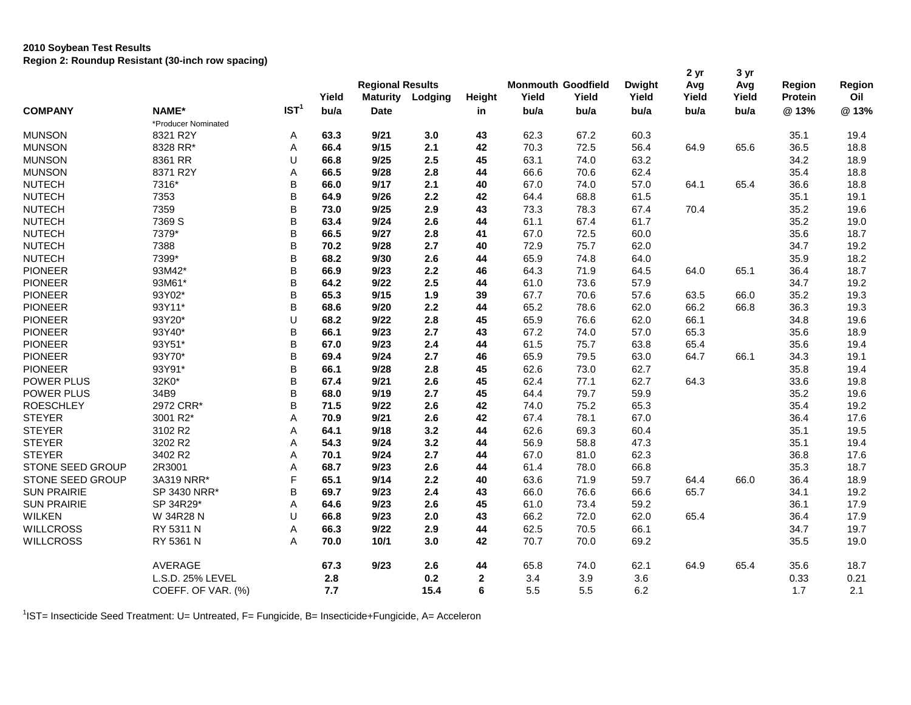**2010 Soybean Test Results**
**Region 2: Roundup Resistant (30-inch row spacing)**

| COMPANY | NAME* | IST[1] | Yield bu/a | Regional Results Maturity Date | Lodging | Height in | Monmouth Yield bu/a | Goodfield Yield bu/a | Dwight Yield bu/a | 2 yr Avg Yield bu/a | 3 yr Avg Yield bu/a | Region Protein @ 13% | Region Oil @ 13% |
|---|---|---|---|---|---|---|---|---|---|---|---|---|---|
| | *Producer Nominated | | | | | | | | | | | | |
| MUNSON | 8321 R2Y | A | **63.3** | **9/21** | **3.0** | **43** | 62.3 | 67.2 | 60.3 | | | 35.1 | 19.4 |
| MUNSON | 8328 RR* | A | **66.4** | **9/15** | **2.1** | **42** | 70.3 | 72.5 | 56.4 | 64.9 | 65.6 | 36.5 | 18.8 |
| MUNSON | 8361 RR | U | **66.8** | **9/25** | **2.5** | **45** | 63.1 | 74.0 | 63.2 | | | 34.2 | 18.9 |
| MUNSON | 8371 R2Y | A | **66.5** | **9/28** | **2.8** | **44** | 66.6 | 70.6 | 62.4 | | | 35.4 | 18.8 |
| NUTECH | 7316* | B | **66.0** | **9/17** | **2.1** | **40** | 67.0 | 74.0 | 57.0 | 64.1 | 65.4 | 36.6 | 18.8 |
| NUTECH | 7353 | B | **64.9** | **9/26** | **2.2** | **42** | 64.4 | 68.8 | 61.5 | | | 35.1 | 19.1 |
| NUTECH | 7359 | B | **73.0** | **9/25** | **2.9** | **43** | 73.3 | 78.3 | 67.4 | 70.4 | | 35.2 | 19.6 |
| NUTECH | 7369 S | B | **63.4** | **9/24** | **2.6** | **44** | 61.1 | 67.4 | 61.7 | | | 35.2 | 19.0 |
| NUTECH | 7379* | B | **66.5** | **9/27** | **2.8** | **41** | 67.0 | 72.5 | 60.0 | | | 35.6 | 18.7 |
| NUTECH | 7388 | B | **70.2** | **9/28** | **2.7** | **40** | 72.9 | 75.7 | 62.0 | | | 34.7 | 19.2 |
| NUTECH | 7399* | B | **68.2** | **9/30** | **2.6** | **44** | 65.9 | 74.8 | 64.0 | | | 35.9 | 18.2 |
| PIONEER | 93M42* | B | **66.9** | **9/23** | **2.2** | **46** | 64.3 | 71.9 | 64.5 | 64.0 | 65.1 | 36.4 | 18.7 |
| PIONEER | 93M61* | B | **64.2** | **9/22** | **2.5** | **44** | 61.0 | 73.6 | 57.9 | | | 34.7 | 19.2 |
| PIONEER | 93Y02* | B | **65.3** | **9/15** | **1.9** | **39** | 67.7 | 70.6 | 57.6 | 63.5 | 66.0 | 35.2 | 19.3 |
| PIONEER | 93Y11* | B | **68.6** | **9/20** | **2.2** | **44** | 65.2 | 78.6 | 62.0 | 66.2 | 66.8 | 36.3 | 19.3 |
| PIONEER | 93Y20* | U | **68.2** | **9/22** | **2.8** | **45** | 65.9 | 76.6 | 62.0 | 66.1 | | 34.8 | 19.6 |
| PIONEER | 93Y40* | B | **66.1** | **9/23** | **2.7** | **43** | 67.2 | 74.0 | 57.0 | 65.3 | | 35.6 | 18.9 |
| PIONEER | 93Y51* | B | **67.0** | **9/23** | **2.4** | **44** | 61.5 | 75.7 | 63.8 | 65.4 | | 35.6 | 19.4 |
| PIONEER | 93Y70* | B | **69.4** | **9/24** | **2.7** | **46** | 65.9 | 79.5 | 63.0 | 64.7 | 66.1 | 34.3 | 19.1 |
| PIONEER | 93Y91* | B | **66.1** | **9/28** | **2.8** | **45** | 62.6 | 73.0 | 62.7 | | | 35.8 | 19.4 |
| POWER PLUS | 32K0* | B | **67.4** | **9/21** | **2.6** | **45** | 62.4 | 77.1 | 62.7 | 64.3 | | 33.6 | 19.8 |
| POWER PLUS | 34B9 | B | **68.0** | **9/19** | **2.7** | **45** | 64.4 | 79.7 | 59.9 | | | 35.2 | 19.6 |
| ROESCHLEY | 2972 CRR* | B | **71.5** | **9/22** | **2.6** | **42** | 74.0 | 75.2 | 65.3 | | | 35.4 | 19.2 |
| STEYER | 3001 R2* | A | **70.9** | **9/21** | **2.6** | **42** | 67.4 | 78.1 | 67.0 | | | 36.4 | 17.6 |
| STEYER | 3102 R2 | A | **64.1** | **9/18** | **3.2** | **44** | 62.6 | 69.3 | 60.4 | | | 35.1 | 19.5 |
| STEYER | 3202 R2 | A | **54.3** | **9/24** | **3.2** | **44** | 56.9 | 58.8 | 47.3 | | | 35.1 | 19.4 |
| STEYER | 3402 R2 | A | **70.1** | **9/24** | **2.7** | **44** | 67.0 | 81.0 | 62.3 | | | 36.8 | 17.6 |
| STONE SEED GROUP | 2R3001 | A | **68.7** | **9/23** | **2.6** | **44** | 61.4 | 78.0 | 66.8 | | | 35.3 | 18.7 |
| STONE SEED GROUP | 3A319 NRR* | F | **65.1** | **9/14** | **2.2** | **40** | 63.6 | 71.9 | 59.7 | 64.4 | 66.0 | 36.4 | 18.9 |
| SUN PRAIRIE | SP 3430 NRR* | B | **69.7** | **9/23** | **2.4** | **43** | 66.0 | 76.6 | 66.6 | 65.7 | | 34.1 | 19.2 |
| SUN PRAIRIE | SP 34R29* | A | **64.6** | **9/23** | **2.6** | **45** | 61.0 | 73.4 | 59.2 | | | 36.1 | 17.9 |
| WILKEN | W 34R28 N | U | **66.8** | **9/23** | **2.0** | **43** | 66.2 | 72.0 | 62.0 | 65.4 | | 36.4 | 17.9 |
| WILLCROSS | RY 5311 N | A | **66.3** | **9/22** | **2.9** | **44** | 62.5 | 70.5 | 66.1 | | | 34.7 | 19.7 |
| WILLCROSS | RY 5361 N | A | **70.0** | **10/1** | **3.0** | **42** | 70.7 | 70.0 | 69.2 | | | 35.5 | 19.0 |
| | AVERAGE | | **67.3** | **9/23** | **2.6** | **44** | 65.8 | 74.0 | 62.1 | 64.9 | 65.4 | 35.6 | 18.7 |
| | L.S.D. 25% LEVEL | | **2.8** | | **0.2** | **2** | 3.4 | 3.9 | 3.6 | | | 0.33 | 0.21 |
| | COEFF. OF VAR. (%) | | **7.7** | | **15.4** | **6** | 5.5 | 5.5 | 6.2 | | | 1.7 | 2.1 |

[1]IST= Insecticide Seed Treatment: U= Untreated, F= Fungicide, B= Insecticide+Fungicide, A= Acceleron